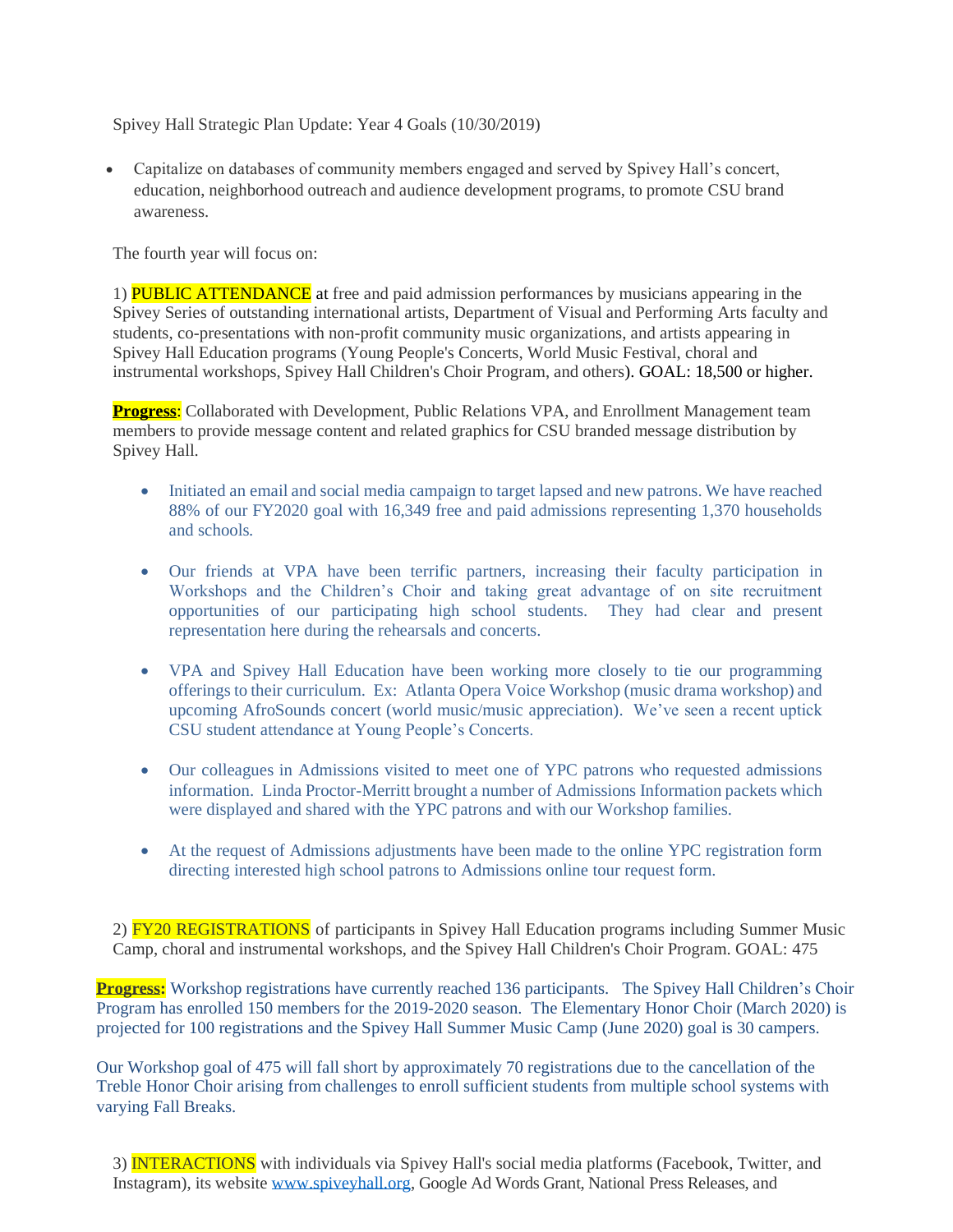Spivey Hall Strategic Plan Update: Year 4 Goals (10/30/2019)

- Capitalize on databases of community members engaged and served by Spivey Hall's concert, education, neighborhood outreach and audience development programs, to promote CSU brand awareness.

The fourth year will focus on:

1) PUBLIC ATTENDANCE at free and paid admission performances by musicians appearing in the Spivey Series of outstanding international artists, Department of Visual and Performing Arts faculty and students, co-presentations with non-profit community music organizations, and artists appearing in Spivey Hall Education programs (Young People's Concerts, World Music Festival, choral and instrumental workshops, Spivey Hall Children's Choir Program, and others). GOAL: 18,500 or higher.

**Progress**: Collaborated with Development, Public Relations VPA, and Enrollment Management team members to provide message content and related graphics for CSU branded message distribution by Spivey Hall.

- Initiated an email and social media campaign to target lapsed and new patrons. We have reached 88% of our FY2020 goal with 16,349 free and paid admissions representing 1,370 households and schools.

- Our friends at VPA have been terrific partners, increasing their faculty participation in Workshops and the Children's Choir and taking great advantage of on site recruitment opportunities of our participating high school students. They had clear and present representation here during the rehearsals and concerts.

- VPA and Spivey Hall Education have been working more closely to tie our programming offerings to their curriculum. Ex: Atlanta Opera Voice Workshop (music drama workshop) and upcoming AfroSounds concert (world music/music appreciation). We've seen a recent uptick CSU student attendance at Young People's Concerts.

- Our colleagues in Admissions visited to meet one of YPC patrons who requested admissions information. Linda Proctor-Merritt brought a number of Admissions Information packets which were displayed and shared with the YPC patrons and with our Workshop families.

- At the request of Admissions adjustments have been made to the online YPC registration form directing interested high school patrons to Admissions online tour request form.

2) FY20 REGISTRATIONS of participants in Spivey Hall Education programs including Summer Music Camp, choral and instrumental workshops, and the Spivey Hall Children's Choir Program. GOAL: 475

**Progress:** Workshop registrations have currently reached 136 participants. The Spivey Hall Children's Choir Program has enrolled 150 members for the 2019-2020 season. The Elementary Honor Choir (March 2020) is projected for 100 registrations and the Spivey Hall Summer Music Camp (June 2020) goal is 30 campers.

Our Workshop goal of 475 will fall short by approximately 70 registrations due to the cancellation of the Treble Honor Choir arising from challenges to enroll sufficient students from multiple school systems with varying Fall Breaks.

3) INTERACTIONS with individuals via Spivey Hall's social media platforms (Facebook, Twitter, and Instagram), its website [www.spiveyhall.org](http://www.spiveyhall.org), Google Ad Words Grant, National Press Releases, and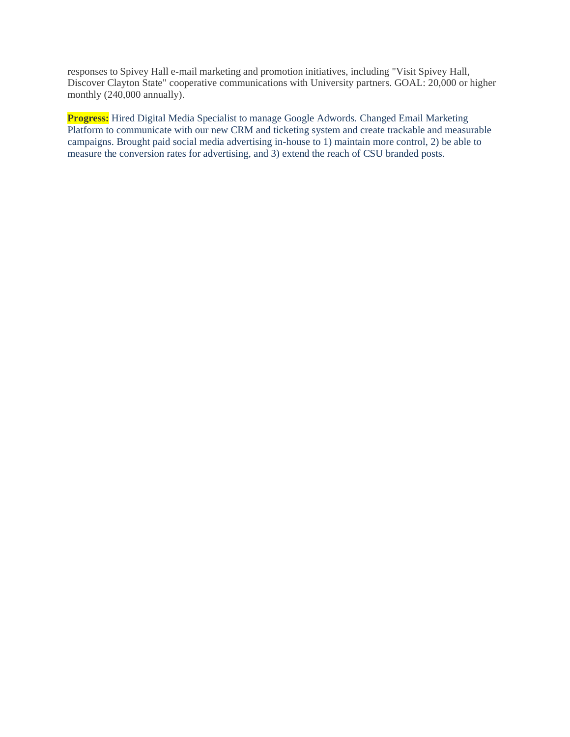responses to Spivey Hall e-mail marketing and promotion initiatives, including "Visit Spivey Hall, Discover Clayton State" cooperative communications with University partners. GOAL: 20,000 or higher monthly (240,000 annually).

**Progress:** Hired Digital Media Specialist to manage Google Adwords. Changed Email Marketing Platform to communicate with our new CRM and ticketing system and create trackable and measurable campaigns. Brought paid social media advertising in-house to 1) maintain more control, 2) be able to measure the conversion rates for advertising, and 3) extend the reach of CSU branded posts.